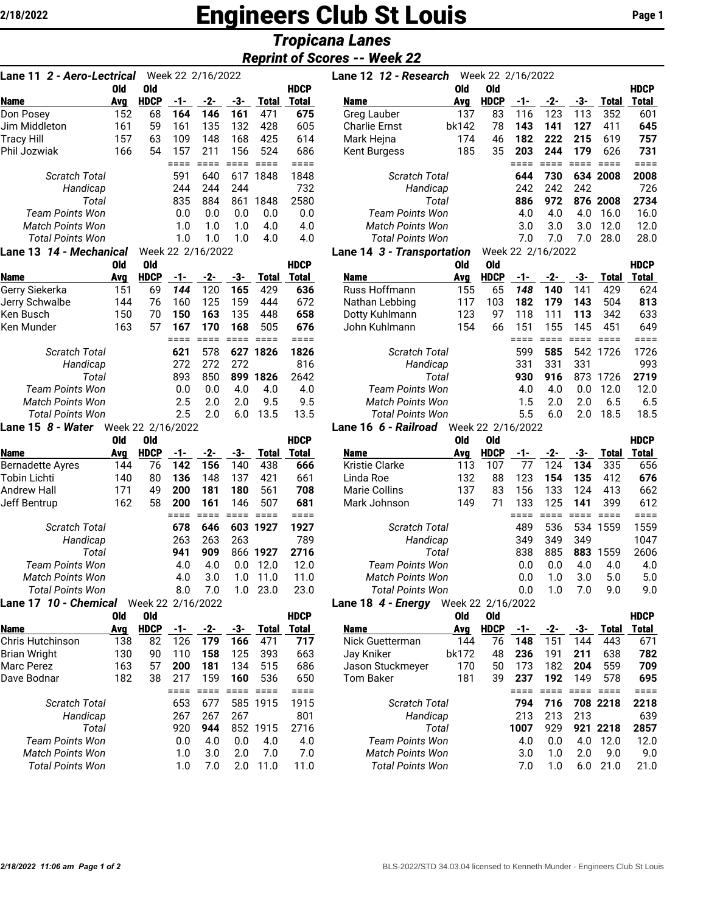# Engineers Club St Louis

## *Tropicana Lanes*

### *Reprint of Scores -- Week 22*

**Lane 11 *2 - Aero-Lectrical*** Week 22 2/16/2022

| Name | Old Avg | Old HDCP | -1- | -2- | -3- | Total | HDCP Total |
|---|---|---|---|---|---|---|---|
| Don Posey | 152 | 68 | **164** | 146 | **161** | 471 | **675** |
| Jim Middleton | 161 | 59 | 161 | 135 | 132 | 428 | 605 |
| Tracy Hill | 157 | 63 | 109 | 148 | 168 | 425 | 614 |
| Phil Jozwiak | 166 | 54 | 157 | 211 | 156 | 524 | 686 |
| *Scratch Total* | | | 591 | 640 | 617 | 1848 | 1848 |
| *Handicap* | | | 244 | 244 | 244 | | 732 |
| *Total* | | | 835 | 884 | 861 | 1848 | 2580 |
| *Team Points Won* | | | 0.0 | 0.0 | 0.0 | 0.0 | 0.0 |
| *Match Points Won* | | | 1.0 | 1.0 | 1.0 | 4.0 | 4.0 |
| *Total Points Won* | | | 1.0 | 1.0 | 1.0 | 4.0 | 4.0 |

**Lane 12 *12 - Research*** Week 22 2/16/2022

| Name | Old Avg | Old HDCP | -1- | -2- | -3- | Total | HDCP Total |
|---|---|---|---|---|---|---|---|
| Greg Lauber | 137 | 83 | 116 | 123 | 113 | 352 | 601 |
| Charlie Ernst | bk142 | 78 | **143** | **141** | **127** | 411 | **645** |
| Mark Hejna | 174 | 46 | **182** | **222** | **215** | 619 | **757** |
| Kent Burgess | 185 | 35 | **203** | **244** | **179** | 626 | **731** |
| *Scratch Total* | | | **644** | **730** | **634** | **2008** | **2008** |
| *Handicap* | | | 242 | 242 | 242 | | 726 |
| *Total* | | | **886** | **972** | **876** | **2008** | **2734** |
| *Team Points Won* | | | 4.0 | 4.0 | 4.0 | 16.0 | 16.0 |
| *Match Points Won* | | | 3.0 | 3.0 | 3.0 | 12.0 | 12.0 |
| *Total Points Won* | | | 7.0 | 7.0 | 7.0 | 28.0 | 28.0 |

**Lane 13 *14 - Mechanical*** Week 22 2/16/2022

| Name | Old Avg | Old HDCP | -1- | -2- | -3- | Total | HDCP Total |
|---|---|---|---|---|---|---|---|
| Gerry Siekerka | 151 | 69 | ***144*** | 120 | **165** | 429 | **636** |
| Jerry Schwalbe | 144 | 76 | 160 | 125 | 159 | 444 | 672 |
| Ken Busch | 150 | 70 | **150** | **163** | 135 | 448 | **658** |
| Ken Munder | 163 | 57 | **167** | **170** | **168** | 505 | **676** |
| *Scratch Total* | | | **621** | 578 | **627** | **1826** | **1826** |
| *Handicap* | | | 272 | 272 | 272 | | 816 |
| *Total* | | | 893 | 850 | **899** | **1826** | 2642 |
| *Team Points Won* | | | 0.0 | 0.0 | 4.0 | 4.0 | 4.0 |
| *Match Points Won* | | | 2.5 | 2.0 | 2.0 | 9.5 | 9.5 |
| *Total Points Won* | | | 2.5 | 2.0 | 6.0 | 13.5 | 13.5 |

**Lane 14 *3 - Transportation*** Week 22 2/16/2022

| Name | Old Avg | Old HDCP | -1- | -2- | -3- | Total | HDCP Total |
|---|---|---|---|---|---|---|---|
| Russ Hoffmann | 155 | 65 | ***148*** | **140** | 141 | 429 | 624 |
| Nathan Lebbing | 117 | 103 | **182** | **179** | **143** | 504 | **813** |
| Dotty Kuhlmann | 123 | 97 | 118 | 111 | **113** | 342 | 633 |
| John Kuhlmann | 154 | 66 | 151 | 155 | 145 | 451 | 649 |
| *Scratch Total* | | | 599 | **585** | 542 | 1726 | 1726 |
| *Handicap* | | | 331 | 331 | 331 | | 993 |
| *Total* | | | **930** | **916** | 873 | 1726 | **2719** |
| *Team Points Won* | | | 4.0 | 4.0 | 0.0 | 12.0 | 12.0 |
| *Match Points Won* | | | 1.5 | 2.0 | 2.0 | 6.5 | 6.5 |
| *Total Points Won* | | | 5.5 | 6.0 | 2.0 | 18.5 | 18.5 |

**Lane 15 *8 - Water*** Week 22 2/16/2022

| Name | Old Avg | Old HDCP | -1- | -2- | -3- | Total | HDCP Total |
|---|---|---|---|---|---|---|---|
| Bernadette Ayres | 144 | 76 | **142** | **156** | 140 | 438 | **666** |
| Tobin Lichti | 140 | 80 | **136** | 148 | 137 | 421 | 661 |
| Andrew Hall | 171 | 49 | **200** | **181** | **180** | 561 | **708** |
| Jeff Bentrup | 162 | 58 | **200** | **161** | 146 | 507 | **681** |
| *Scratch Total* | | | **678** | **646** | **603** | **1927** | **1927** |
| *Handicap* | | | 263 | 263 | 263 | | 789 |
| *Total* | | | **941** | **909** | 866 | **1927** | **2716** |
| *Team Points Won* | | | 4.0 | 4.0 | 0.0 | 12.0 | 12.0 |
| *Match Points Won* | | | 4.0 | 3.0 | 1.0 | 11.0 | 11.0 |
| *Total Points Won* | | | 8.0 | 7.0 | 1.0 | 23.0 | 23.0 |

**Lane 16 *6 - Railroad*** Week 22 2/16/2022

| Name | Old Avg | Old HDCP | -1- | -2- | -3- | Total | HDCP Total |
|---|---|---|---|---|---|---|---|
| Kristie Clarke | 113 | 107 | 77 | 124 | **134** | 335 | 656 |
| Linda Roe | 132 | 88 | 123 | **154** | **135** | 412 | **676** |
| Marie Collins | 137 | 83 | 156 | 133 | 124 | 413 | 662 |
| Mark Johnson | 149 | 71 | 133 | 125 | **141** | 399 | 612 |
| *Scratch Total* | | | 489 | 536 | 534 | 1559 | 1559 |
| *Handicap* | | | 349 | 349 | 349 | | 1047 |
| *Total* | | | 838 | 885 | **883** | 1559 | 2606 |
| *Team Points Won* | | | 0.0 | 0.0 | 4.0 | 4.0 | 4.0 |
| *Match Points Won* | | | 0.0 | 1.0 | 3.0 | 5.0 | 5.0 |
| *Total Points Won* | | | 0.0 | 1.0 | 7.0 | 9.0 | 9.0 |

**Lane 17 *10 - Chemical*** Week 22 2/16/2022

| Name | Old Avg | Old HDCP | -1- | -2- | -3- | Total | HDCP Total |
|---|---|---|---|---|---|---|---|
| Chris Hutchinson | 138 | 82 | 126 | **179** | **166** | 471 | **717** |
| Brian Wright | 130 | 90 | 110 | **158** | 125 | 393 | 663 |
| Marc Perez | 163 | 57 | **200** | **181** | 134 | 515 | 686 |
| Dave Bodnar | 182 | 38 | 217 | 159 | **160** | 536 | 650 |
| *Scratch Total* | | | 653 | 677 | 585 | 1915 | 1915 |
| *Handicap* | | | 267 | 267 | 267 | | 801 |
| *Total* | | | 920 | **944** | 852 | 1915 | 2716 |
| *Team Points Won* | | | 0.0 | 4.0 | 0.0 | 4.0 | 4.0 |
| *Match Points Won* | | | 1.0 | 3.0 | 2.0 | 7.0 | 7.0 |
| *Total Points Won* | | | 1.0 | 7.0 | 2.0 | 11.0 | 11.0 |

**Lane 18 *4 - Energy*** Week 22 2/16/2022

| Name | Old Avg | Old HDCP | -1- | -2- | -3- | Total | HDCP Total |
|---|---|---|---|---|---|---|---|
| Nick Guetterman | 144 | 76 | **148** | 151 | 144 | 443 | 671 |
| Jay Kniker | bk172 | 48 | **236** | 191 | **211** | 638 | **782** |
| Jason Stuckmeyer | 170 | 50 | 173 | 182 | **204** | 559 | **709** |
| Tom Baker | 181 | 39 | **237** | **192** | 149 | 578 | **695** |
| *Scratch Total* | | | **794** | **716** | **708** | **2218** | **2218** |
| *Handicap* | | | 213 | 213 | 213 | | 639 |
| *Total* | | | **1007** | 929 | **921** | **2218** | **2857** |
| *Team Points Won* | | | 4.0 | 0.0 | 4.0 | 12.0 | 12.0 |
| *Match Points Won* | | | 3.0 | 1.0 | 2.0 | 9.0 | 9.0 |
| *Total Points Won* | | | 7.0 | 1.0 | 6.0 | 21.0 | 21.0 |

BLS-2022/STD 34.03.04 licensed to Kenneth Munder - Engineers Club St Louis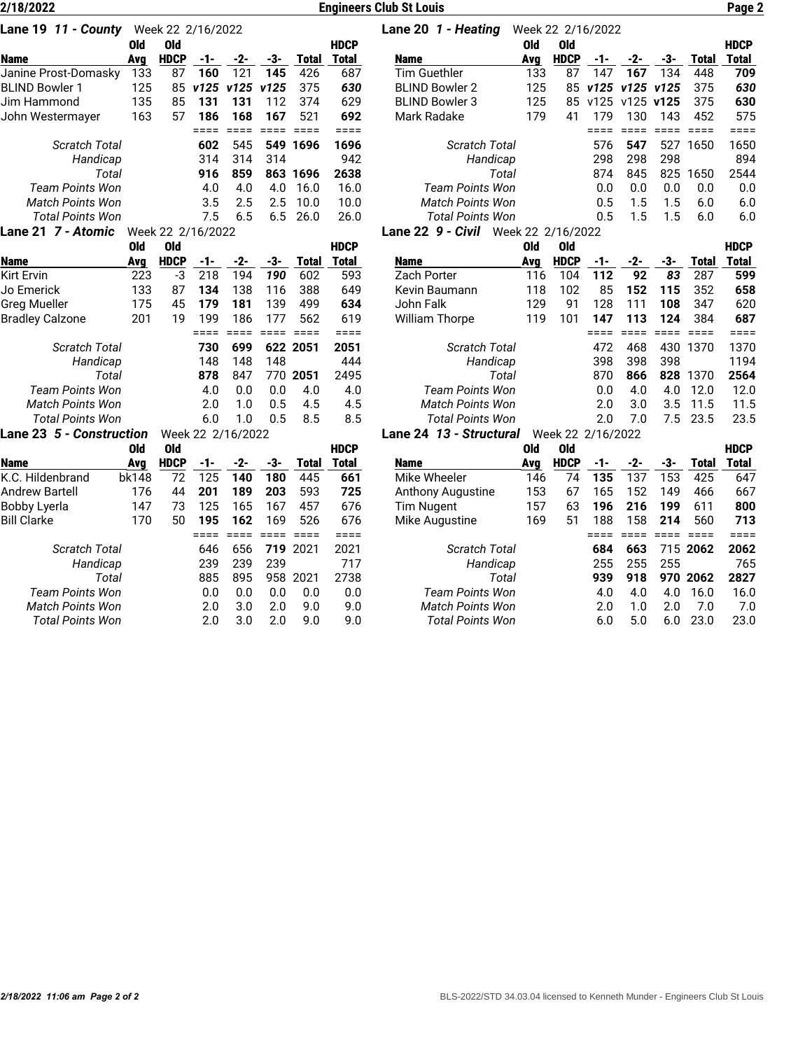## Lane 19 *11 - County* Week 22 2/16/2022

| Name | Old Avg | Old HDCP | -1- | -2- | -3- | Total | HDCP Total |
|---|---|---|---|---|---|---|---|
| Janine Prost-Domasky | 133 | 87 | **160** | 121 | **145** | 426 | 687 |
| BLIND Bowler 1 | 125 | 85 | ***v125*** | ***v125*** | ***v125*** | 375 | ***630*** |
| Jim Hammond | 135 | 85 | **131** | **131** | 112 | 374 | 629 |
| John Westermayer | 163 | 57 | **186** | **168** | **167** | 521 | **692** |
| | | | ==== | ==== | ==== | ==== | ==== |
| *Scratch Total* | | | **602** | 545 | **549** | **1696** | **1696** |
| *Handicap* | | | 314 | 314 | 314 | | 942 |
| *Total* | | | **916** | **859** | **863** | **1696** | **2638** |
| *Team Points Won* | | | 4.0 | 4.0 | 4.0 | 16.0 | 16.0 |
| *Match Points Won* | | | 3.5 | 2.5 | 2.5 | 10.0 | 10.0 |
| *Total Points Won* | | | 7.5 | 6.5 | 6.5 | 26.0 | 26.0 |

## Lane 20 *1 - Heating* Week 22 2/16/2022

| Name | Old Avg | Old HDCP | -1- | -2- | -3- | Total | HDCP Total |
|---|---|---|---|---|---|---|---|
| Tim Guethler | 133 | 87 | 147 | **167** | 134 | 448 | **709** |
| BLIND Bowler 2 | 125 | 85 | ***v125*** | ***v125*** | ***v125*** | 375 | ***630*** |
| BLIND Bowler 3 | 125 | 85 | v125 | v125 | **v125** | 375 | **630** |
| Mark Radake | 179 | 41 | 179 | 130 | 143 | 452 | 575 |
| | | | ==== | ==== | ==== | ==== | ==== |
| *Scratch Total* | | | 576 | **547** | 527 | 1650 | 1650 |
| *Handicap* | | | 298 | 298 | 298 | | 894 |
| *Total* | | | 874 | 845 | 825 | 1650 | 2544 |
| *Team Points Won* | | | 0.0 | 0.0 | 0.0 | 0.0 | 0.0 |
| *Match Points Won* | | | 0.5 | 1.5 | 1.5 | 6.0 | 6.0 |
| *Total Points Won* | | | 0.5 | 1.5 | 1.5 | 6.0 | 6.0 |

## Lane 21 *7 - Atomic* Week 22 2/16/2022

| Name | Old Avg | Old HDCP | -1- | -2- | -3- | Total | HDCP Total |
|---|---|---|---|---|---|---|---|
| Kirt Ervin | 223 | -3 | 218 | 194 | ***190*** | 602 | 593 |
| Jo Emerick | 133 | 87 | **134** | 138 | 116 | 388 | 649 |
| Greg Mueller | 175 | 45 | **179** | **181** | 139 | 499 | 634 |
| Bradley Calzone | 201 | 19 | 199 | 186 | 177 | 562 | 619 |
| | | | ==== | ==== | ==== | ==== | ==== |
| *Scratch Total* | | | **730** | 699 | 622 | **2051** | 2051 |
| *Handicap* | | | 148 | 148 | 148 | | 444 |
| *Total* | | | **878** | 847 | 770 | **2051** | 2495 |
| *Team Points Won* | | | 4.0 | 0.0 | 0.0 | 4.0 | 4.0 |
| *Match Points Won* | | | 2.0 | 1.0 | 0.5 | 4.5 | 4.5 |
| *Total Points Won* | | | 6.0 | 1.0 | 0.5 | 8.5 | 8.5 |

## Lane 22 *9 - Civil* Week 22 2/16/2022

| Name | Old Avg | Old HDCP | -1- | -2- | -3- | Total | HDCP Total |
|---|---|---|---|---|---|---|---|
| Zach Porter | 116 | 104 | **112** | ***92*** | ***83*** | 287 | **599** |
| Kevin Baumann | 118 | 102 | 85 | **152** | **115** | 352 | **658** |
| John Falk | 129 | 91 | 128 | 111 | **108** | 347 | 620 |
| William Thorpe | 119 | 101 | **147** | **113** | **124** | 384 | **687** |
| | | | ==== | ==== | ==== | ==== | ==== |
| *Scratch Total* | | | 472 | 468 | 430 | 1370 | 1370 |
| *Handicap* | | | 398 | 398 | 398 | | 1194 |
| *Total* | | | 870 | **866** | **828** | 1370 | **2564** |
| *Team Points Won* | | | 0.0 | 4.0 | 4.0 | 12.0 | 12.0 |
| *Match Points Won* | | | 2.0 | 3.0 | 3.5 | 11.5 | 11.5 |
| *Total Points Won* | | | 2.0 | 7.0 | 7.5 | 23.5 | 23.5 |

## Lane 23 *5 - Construction* Week 22 2/16/2022

| Name | Old Avg | Old HDCP | -1- | -2- | -3- | Total | HDCP Total |
|---|---|---|---|---|---|---|---|
| K.C. Hildenbrand | bk148 | 72 | 125 | **140** | **180** | 445 | **661** |
| Andrew Bartell | 176 | 44 | **201** | **189** | **203** | 593 | **725** |
| Bobby Lyerla | 147 | 73 | 125 | 165 | 167 | 457 | 676 |
| Bill Clarke | 170 | 50 | **195** | **162** | 169 | 526 | 676 |
| | | | ==== | ==== | ==== | ==== | ==== |
| *Scratch Total* | | | 646 | 656 | **719** | 2021 | 2021 |
| *Handicap* | | | 239 | 239 | 239 | | 717 |
| *Total* | | | 885 | 895 | 958 | 2021 | 2738 |
| *Team Points Won* | | | 0.0 | 0.0 | 0.0 | 0.0 | 0.0 |
| *Match Points Won* | | | 2.0 | 3.0 | 2.0 | 9.0 | 9.0 |
| *Total Points Won* | | | 2.0 | 3.0 | 2.0 | 9.0 | 9.0 |

## Lane 24 *13 - Structural* Week 22 2/16/2022

| Name | Old Avg | Old HDCP | -1- | -2- | -3- | Total | HDCP Total |
|---|---|---|---|---|---|---|---|
| Mike Wheeler | 146 | 74 | **135** | 137 | 153 | 425 | 647 |
| Anthony Augustine | 153 | 67 | 165 | 152 | 149 | 466 | 667 |
| Tim Nugent | 157 | 63 | **196** | **216** | **199** | 611 | **800** |
| Mike Augustine | 169 | 51 | 188 | 158 | **214** | 560 | **713** |
| | | | ==== | ==== | ==== | ==== | ==== |
| *Scratch Total* | | | **684** | **663** | 715 | **2062** | **2062** |
| *Handicap* | | | 255 | 255 | 255 | | 765 |
| *Total* | | | **939** | **918** | **970** | **2062** | **2827** |
| *Team Points Won* | | | 4.0 | 4.0 | 4.0 | 16.0 | 16.0 |
| *Match Points Won* | | | 2.0 | 1.0 | 2.0 | 7.0 | 7.0 |
| *Total Points Won* | | | 6.0 | 5.0 | 6.0 | 23.0 | 23.0 |

BLS-2022/STD 34.03.04 licensed to Kenneth Munder - Engineers Club St Louis